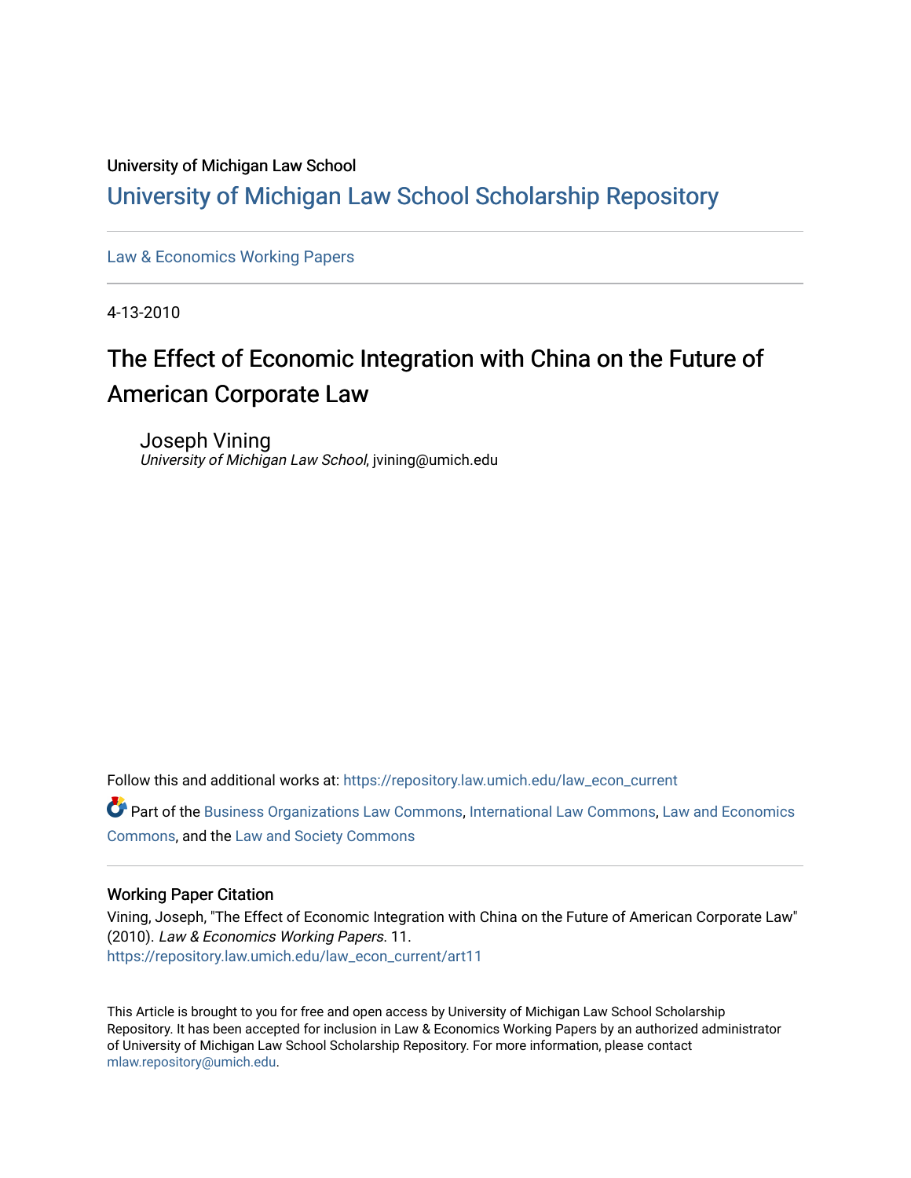University of Michigan Law School

## University of Michigan Law School Scholarship Repository

Law & Economics Working Papers

4-13-2010

# The Effect of Economic Integration with China on the Future of American Corporate Law

Joseph Vining
*University of Michigan Law School*, jvining@umich.edu

Follow this and additional works at: https://repository.law.umich.edu/law_econ_current

Part of the Business Organizations Law Commons, International Law Commons, Law and Economics Commons, and the Law and Society Commons

### Working Paper Citation

Vining, Joseph, "The Effect of Economic Integration with China on the Future of American Corporate Law" (2010). *Law & Economics Working Papers*. 11.
https://repository.law.umich.edu/law_econ_current/art11

This Article is brought to you for free and open access by University of Michigan Law School Scholarship Repository. It has been accepted for inclusion in Law & Economics Working Papers by an authorized administrator of University of Michigan Law School Scholarship Repository. For more information, please contact mlaw.repository@umich.edu.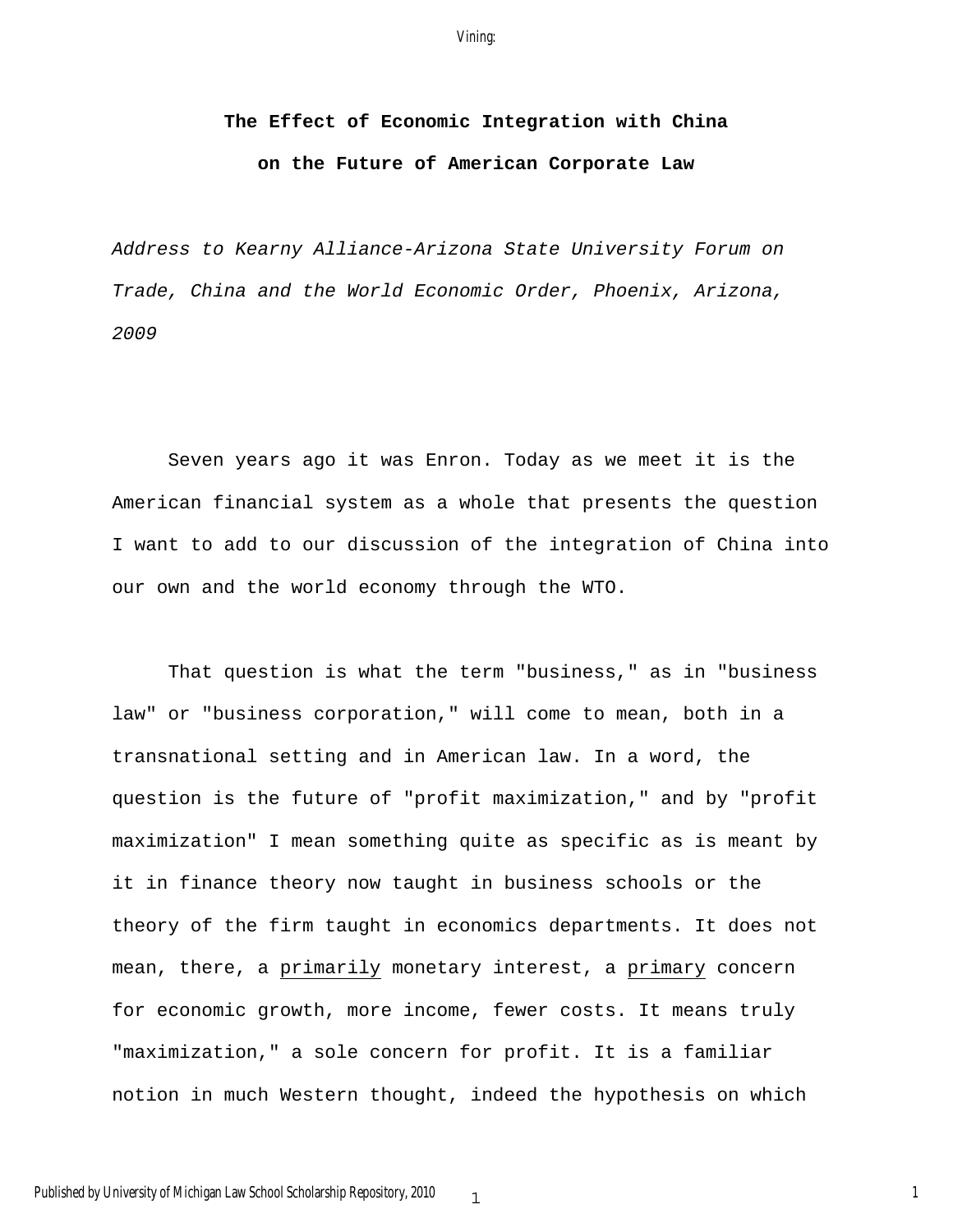**The Effect of Economic Integration with China**

**on the Future of American Corporate Law**

*Address to Kearny Alliance-Arizona State University Forum on Trade, China and the World Economic Order, Phoenix, Arizona, 2009*

Seven years ago it was Enron. Today as we meet it is the American financial system as a whole that presents the question I want to add to our discussion of the integration of China into our own and the world economy through the WTO.

That question is what the term "business," as in "business law" or "business corporation," will come to mean, both in a transnational setting and in American law. In a word, the question is the future of "profit maximization," and by "profit maximization" I mean something quite as specific as is meant by it in finance theory now taught in business schools or the theory of the firm taught in economics departments. It does not mean, there, a <u>primarily</u> monetary interest, a <u>primary</u> concern for economic growth, more income, fewer costs. It means truly "maximization," a sole concern for profit. It is a familiar notion in much Western thought, indeed the hypothesis on which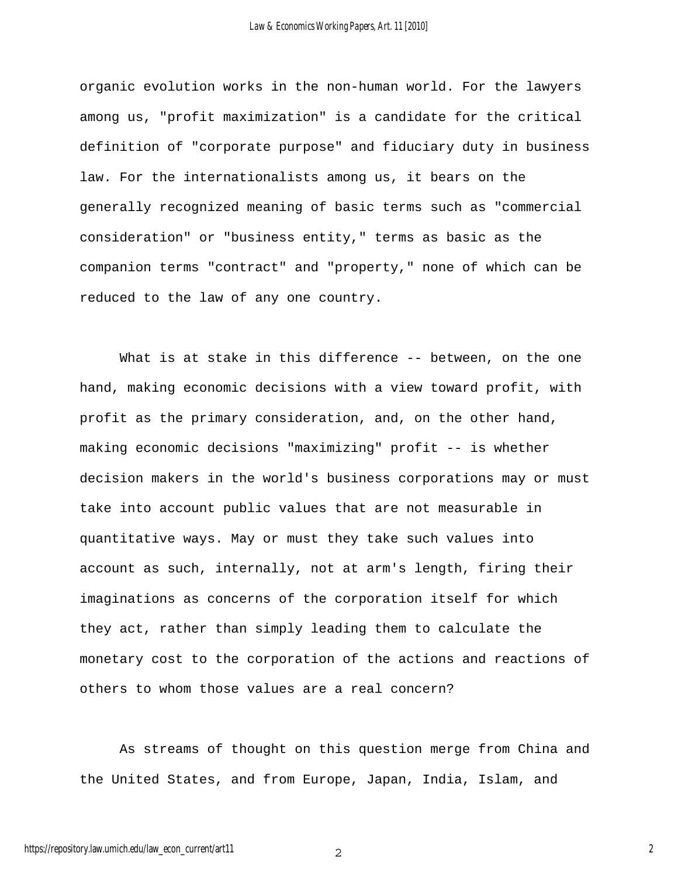organic evolution works in the non-human world. For the lawyers among us, "profit maximization" is a candidate for the critical definition of "corporate purpose" and fiduciary duty in business law. For the internationalists among us, it bears on the generally recognized meaning of basic terms such as "commercial consideration" or "business entity," terms as basic as the companion terms "contract" and "property," none of which can be reduced to the law of any one country.

What is at stake in this difference -- between, on the one hand, making economic decisions with a view toward profit, with profit as the primary consideration, and, on the other hand, making economic decisions "maximizing" profit -- is whether decision makers in the world's business corporations may or must take into account public values that are not measurable in quantitative ways. May or must they take such values into account as such, internally, not at arm's length, firing their imaginations as concerns of the corporation itself for which they act, rather than simply leading them to calculate the monetary cost to the corporation of the actions and reactions of others to whom those values are a real concern?

As streams of thought on this question merge from China and the United States, and from Europe, Japan, India, Islam, and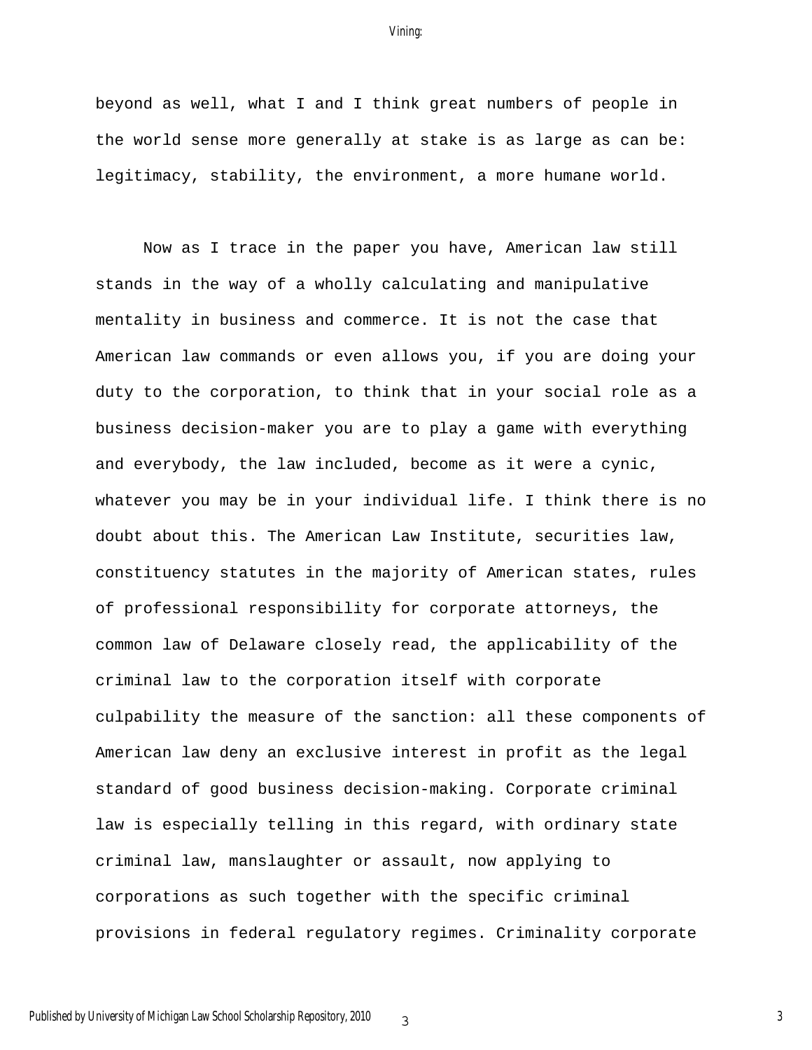beyond as well, what I and I think great numbers of people in the world sense more generally at stake is as large as can be: legitimacy, stability, the environment, a more humane world.

Now as I trace in the paper you have, American law still stands in the way of a wholly calculating and manipulative mentality in business and commerce. It is not the case that American law commands or even allows you, if you are doing your duty to the corporation, to think that in your social role as a business decision-maker you are to play a game with everything and everybody, the law included, become as it were a cynic, whatever you may be in your individual life. I think there is no doubt about this. The American Law Institute, securities law, constituency statutes in the majority of American states, rules of professional responsibility for corporate attorneys, the common law of Delaware closely read, the applicability of the criminal law to the corporation itself with corporate culpability the measure of the sanction: all these components of American law deny an exclusive interest in profit as the legal standard of good business decision-making. Corporate criminal law is especially telling in this regard, with ordinary state criminal law, manslaughter or assault, now applying to corporations as such together with the specific criminal provisions in federal regulatory regimes. Criminality corporate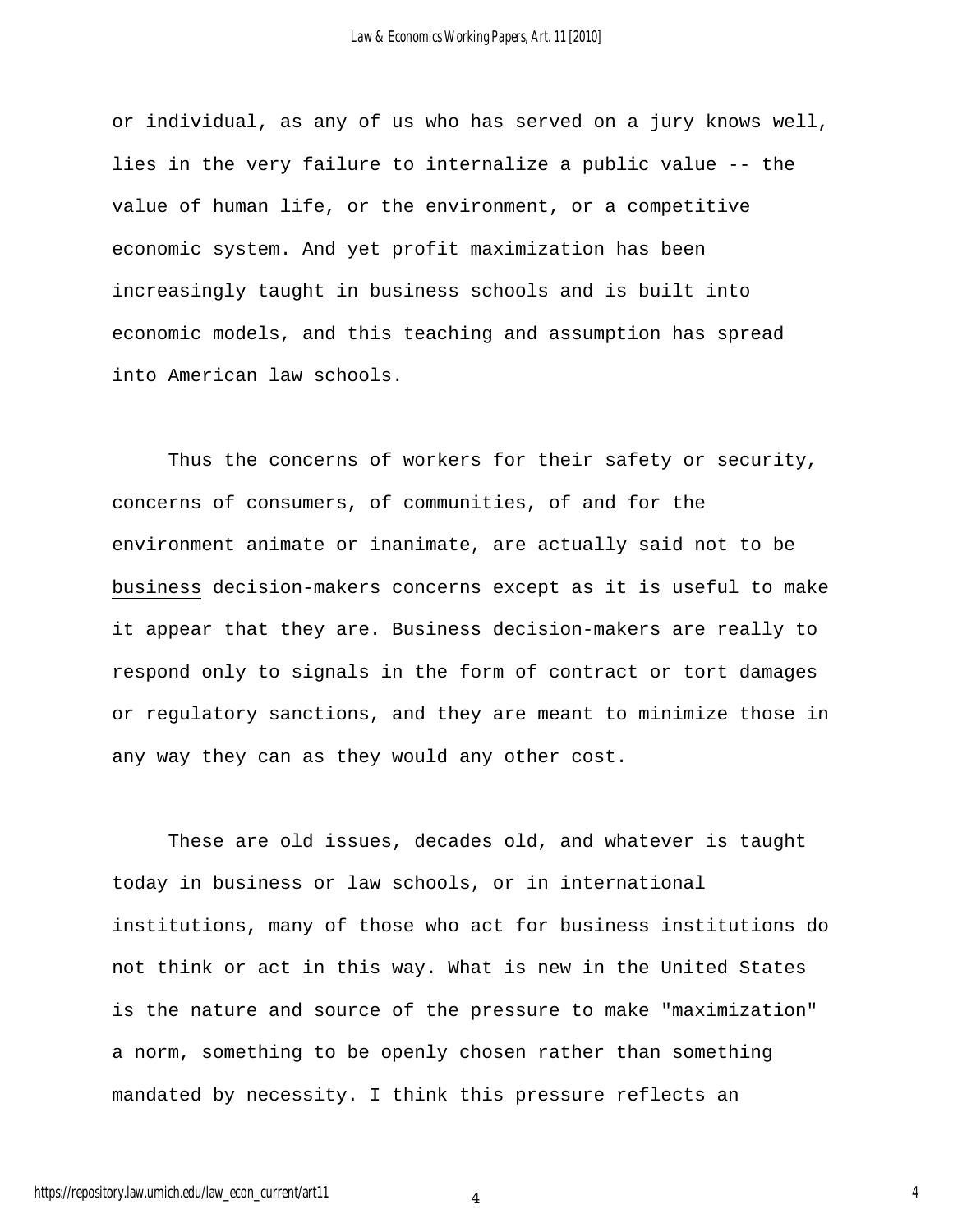or individual, as any of us who has served on a jury knows well, lies in the very failure to internalize a public value -- the value of human life, or the environment, or a competitive economic system. And yet profit maximization has been increasingly taught in business schools and is built into economic models, and this teaching and assumption has spread into American law schools.

Thus the concerns of workers for their safety or security, concerns of consumers, of communities, of and for the environment animate or inanimate, are actually said not to be <u>business</u> decision-makers concerns except as it is useful to make it appear that they are. Business decision-makers are really to respond only to signals in the form of contract or tort damages or regulatory sanctions, and they are meant to minimize those in any way they can as they would any other cost.

These are old issues, decades old, and whatever is taught today in business or law schools, or in international institutions, many of those who act for business institutions do not think or act in this way. What is new in the United States is the nature and source of the pressure to make "maximization" a norm, something to be openly chosen rather than something mandated by necessity. I think this pressure reflects an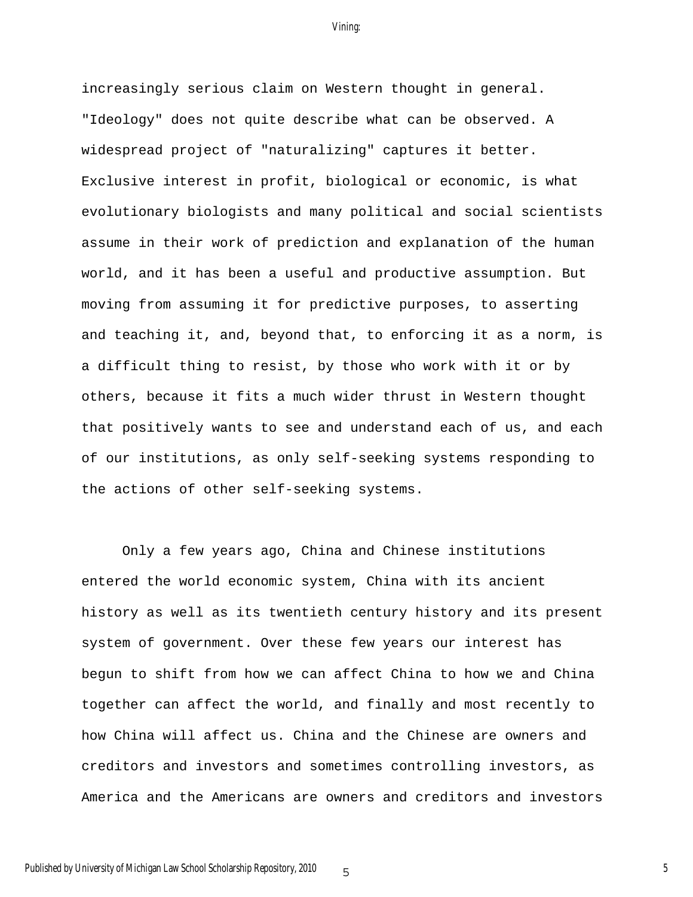increasingly serious claim on Western thought in general. "Ideology" does not quite describe what can be observed. A widespread project of "naturalizing" captures it better. Exclusive interest in profit, biological or economic, is what evolutionary biologists and many political and social scientists assume in their work of prediction and explanation of the human world, and it has been a useful and productive assumption. But moving from assuming it for predictive purposes, to asserting and teaching it, and, beyond that, to enforcing it as a norm, is a difficult thing to resist, by those who work with it or by others, because it fits a much wider thrust in Western thought that positively wants to see and understand each of us, and each of our institutions, as only self-seeking systems responding to the actions of other self-seeking systems.

Only a few years ago, China and Chinese institutions entered the world economic system, China with its ancient history as well as its twentieth century history and its present system of government. Over these few years our interest has begun to shift from how we can affect China to how we and China together can affect the world, and finally and most recently to how China will affect us. China and the Chinese are owners and creditors and investors and sometimes controlling investors, as America and the Americans are owners and creditors and investors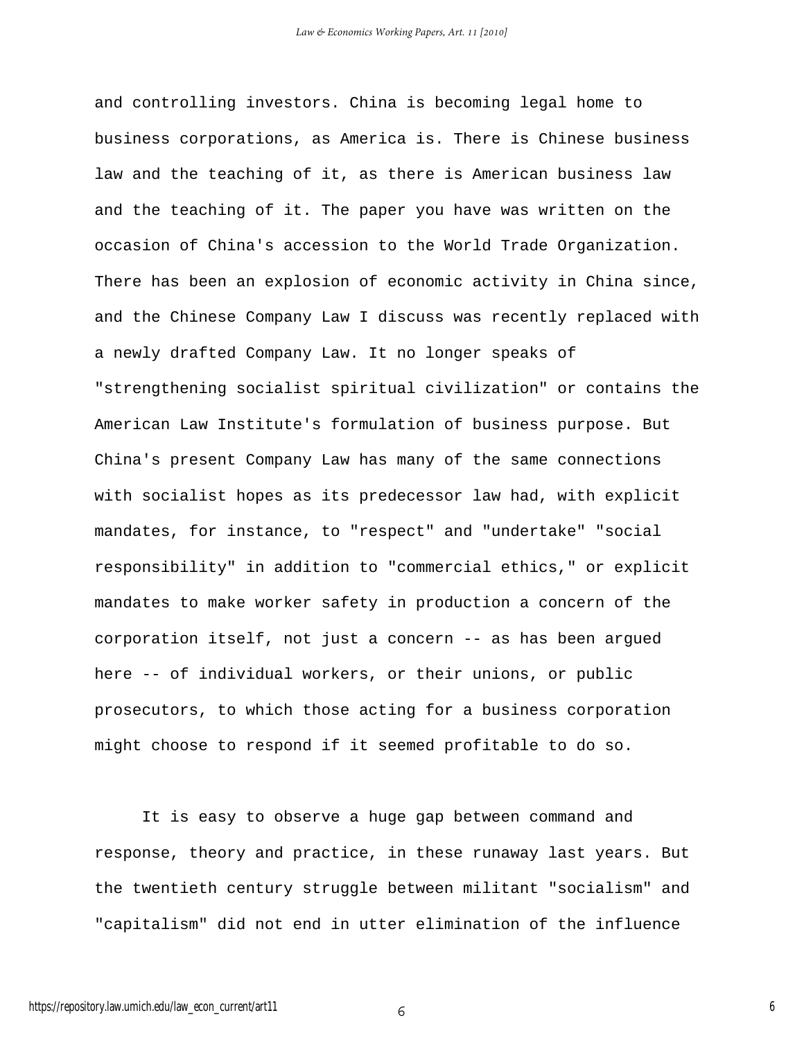and controlling investors. China is becoming legal home to business corporations, as America is. There is Chinese business law and the teaching of it, as there is American business law and the teaching of it. The paper you have was written on the occasion of China's accession to the World Trade Organization. There has been an explosion of economic activity in China since, and the Chinese Company Law I discuss was recently replaced with a newly drafted Company Law. It no longer speaks of "strengthening socialist spiritual civilization" or contains the American Law Institute's formulation of business purpose. But China's present Company Law has many of the same connections with socialist hopes as its predecessor law had, with explicit mandates, for instance, to "respect" and "undertake" "social responsibility" in addition to "commercial ethics," or explicit mandates to make worker safety in production a concern of the corporation itself, not just a concern -- as has been argued here -- of individual workers, or their unions, or public prosecutors, to which those acting for a business corporation might choose to respond if it seemed profitable to do so.

It is easy to observe a huge gap between command and response, theory and practice, in these runaway last years. But the twentieth century struggle between militant "socialism" and "capitalism" did not end in utter elimination of the influence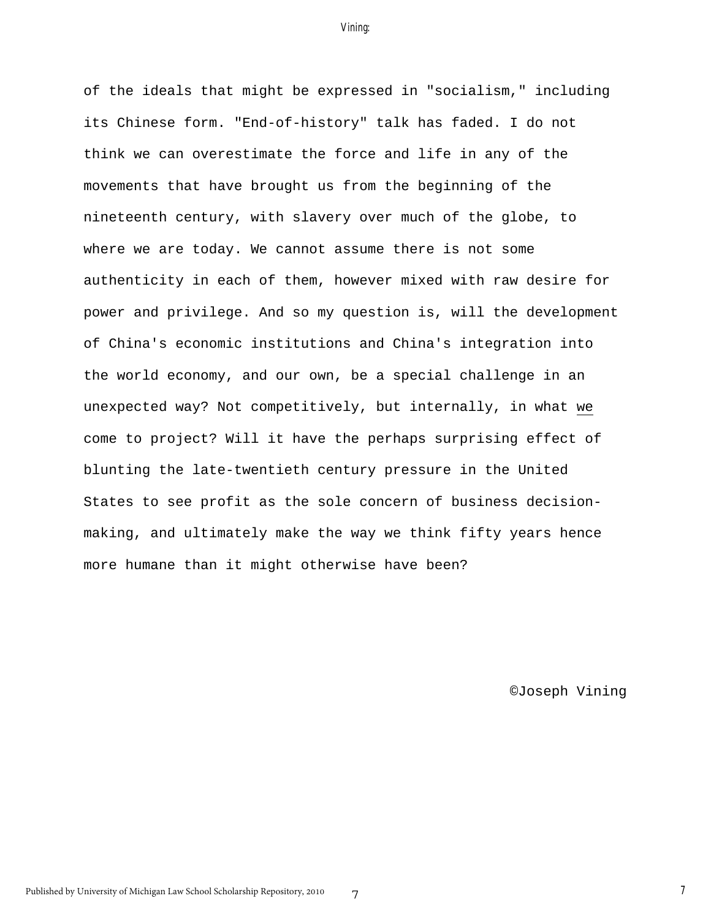of the ideals that might be expressed in "socialism," including its Chinese form. "End-of-history" talk has faded. I do not think we can overestimate the force and life in any of the movements that have brought us from the beginning of the nineteenth century, with slavery over much of the globe, to where we are today. We cannot assume there is not some authenticity in each of them, however mixed with raw desire for power and privilege. And so my question is, will the development of China's economic institutions and China's integration into the world economy, and our own, be a special challenge in an unexpected way? Not competitively, but internally, in what *we* come to project? Will it have the perhaps surprising effect of blunting the late-twentieth century pressure in the United States to see profit as the sole concern of business decision-making, and ultimately make the way we think fifty years hence more humane than it might otherwise have been?

©Joseph Vining